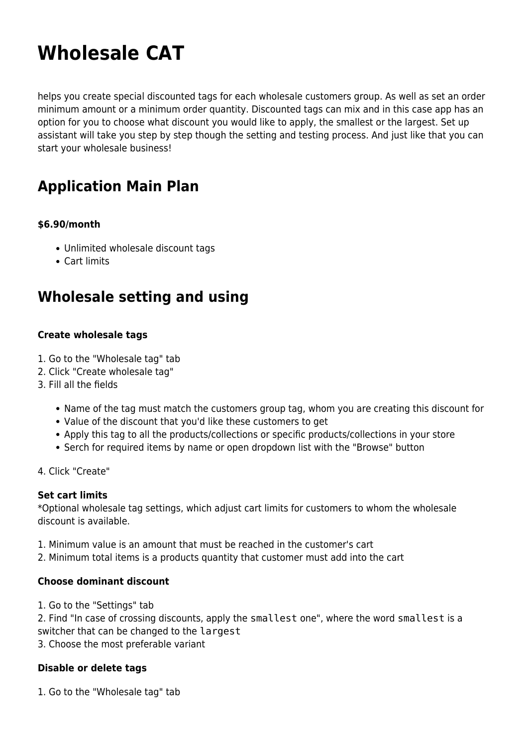# Wholesale CAT

helps you create special discounted tags for each wholesale customers group. As well as set an order minimum amount or a minimum order quantity. Discounted tags can mix and in this case app has an option for you to choose what discount you would like to apply, the smallest or the largest. Set up assistant will take you step by step though the setting and testing process. And just like that you can start your wholesale business!

## Application Main Plan

**$6.90/month**

- Unlimited wholesale discount tags
- Cart limits

## Wholesale setting and using

**Create wholesale tags**

1. Go to the "Wholesale tag" tab
2. Click "Create wholesale tag"
3. Fill all the fields
   - Name of the tag must match the customers group tag, whom you are creating this discount for
   - Value of the discount that you'd like these customers to get
   - Apply this tag to all the products/collections or specific products/collections in your store
   - Serch for required items by name or open dropdown list with the "Browse" button
4. Click "Create"

**Set cart limits**
*Optional wholesale tag settings, which adjust cart limits for customers to whom the wholesale discount is available.

1. Minimum value is an amount that must be reached in the customer's cart
2. Minimum total items is a products quantity that customer must add into the cart

**Choose dominant discount**

1. Go to the "Settings" tab
2. Find "In case of crossing discounts, apply the `smallest` one", where the word `smallest` is a switcher that can be changed to the `largest`
3. Choose the most preferable variant

**Disable or delete tags**

1. Go to the "Wholesale tag" tab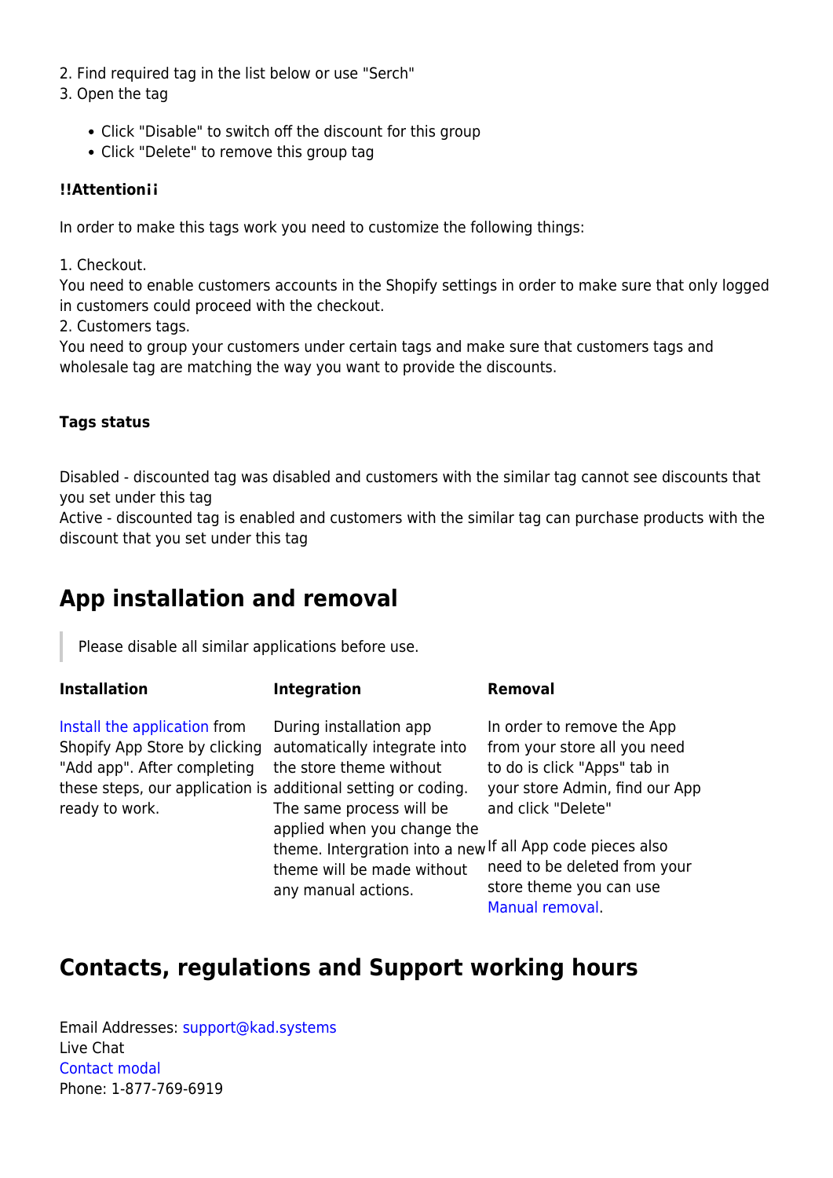2. Find required tag in the list below or use "Serch"
3. Open the tag

- Click "Disable" to switch off the discount for this group
- Click "Delete" to remove this group tag

**!!Attention¡¡**

In order to make this tags work you need to customize the following things:

1. Checkout.
You need to enable customers accounts in the Shopify settings in order to make sure that only logged in customers could proceed with the checkout.
2. Customers tags.
You need to group your customers under certain tags and make sure that customers tags and wholesale tag are matching the way you want to provide the discounts.

**Tags status**

Disabled - discounted tag was disabled and customers with the similar tag cannot see discounts that you set under this tag
Active - discounted tag is enabled and customers with the similar tag can purchase products with the discount that you set under this tag

## App installation and removal

> Please disable all similar applications before use.

| **Installation** | **Integration** | **Removal** |
| --- | --- | --- |
| Install the application from Shopify App Store by clicking "Add app". After completing these steps, our application is ready to work. | During installation app automatically integrate into the store theme without additional setting or coding. The same process will be applied when you change the theme. Intergration into a new theme will be made without any manual actions. | In order to remove the App from your store all you need to do is click "Apps" tab in your store Admin, find our App and click "Delete"<br><br>If all App code pieces also need to be deleted from your store theme you can use Manual removal. |

## Contacts, regulations and Support working hours

Email Addresses: support@kad.systems
Live Chat
Contact modal
Phone: 1-877-769-6919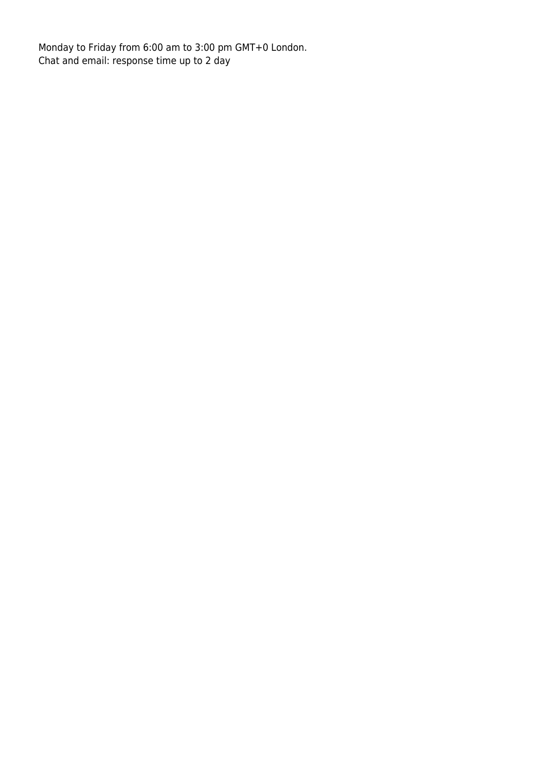Monday to Friday from 6:00 am to 3:00 pm GMT+0 London.
Chat and email: response time up to 2 day